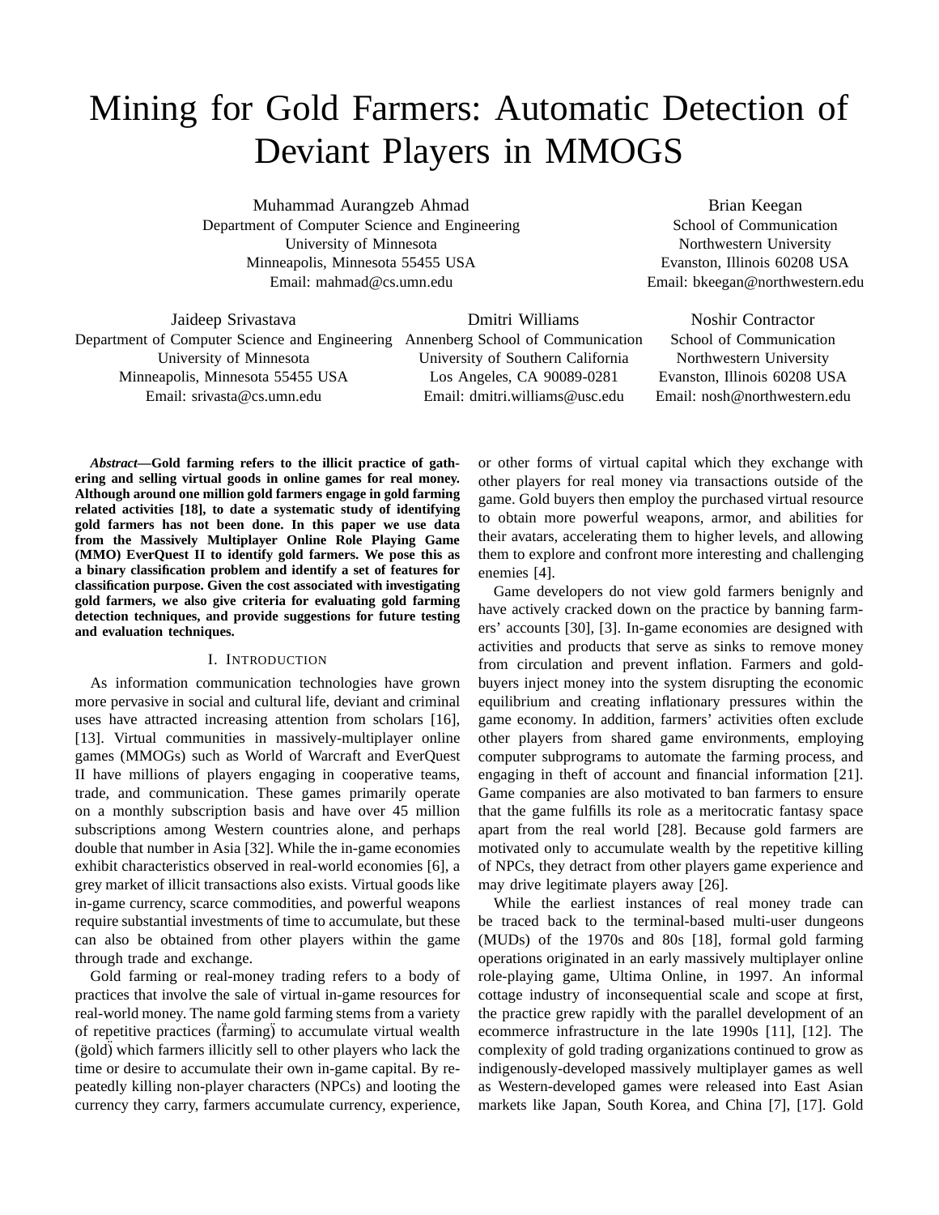# Mining for Gold Farmers: Automatic Detection of Deviant Players in MMOGS

Muhammad Aurangzeb Ahmad
Department of Computer Science and Engineering
University of Minnesota
Minneapolis, Minnesota 55455 USA
Email: mahmad@cs.umn.edu

Brian Keegan
School of Communication
Northwestern University
Evanston, Illinois 60208 USA
Email: bkeegan@northwestern.edu

Jaideep Srivastava
Department of Computer Science and Engineering
University of Minnesota
Minneapolis, Minnesota 55455 USA
Email: srivasta@cs.umn.edu

Dmitri Williams
Annenberg School of Communication
University of Southern California
Los Angeles, CA 90089-0281
Email: dmitri.williams@usc.edu

Noshir Contractor
School of Communication
Northwestern University
Evanston, Illinois 60208 USA
Email: nosh@northwestern.edu

***Abstract*—Gold farming refers to the illicit practice of gathering and selling virtual goods in online games for real money. Although around one million gold farmers engage in gold farming related activities [18], to date a systematic study of identifying gold farmers has not been done. In this paper we use data from the Massively Multiplayer Online Role Playing Game (MMO) EverQuest II to identify gold farmers. We pose this as a binary classification problem and identify a set of features for classification purpose. Given the cost associated with investigating gold farmers, we also give criteria for evaluating gold farming detection techniques, and provide suggestions for future testing and evaluation techniques.**

## I. Introduction

As information communication technologies have grown more pervasive in social and cultural life, deviant and criminal uses have attracted increasing attention from scholars [16], [13]. Virtual communities in massively-multiplayer online games (MMOGs) such as World of Warcraft and EverQuest II have millions of players engaging in cooperative teams, trade, and communication. These games primarily operate on a monthly subscription basis and have over 45 million subscriptions among Western countries alone, and perhaps double that number in Asia [32]. While the in-game economies exhibit characteristics observed in real-world economies [6], a grey market of illicit transactions also exists. Virtual goods like in-game currency, scarce commodities, and powerful weapons require substantial investments of time to accumulate, but these can also be obtained from other players within the game through trade and exchange.

Gold farming or real-money trading refers to a body of practices that involve the sale of virtual in-game resources for real-world money. The name gold farming stems from a variety of repetitive practices ("farming") to accumulate virtual wealth ("gold") which farmers illicitly sell to other players who lack the time or desire to accumulate their own in-game capital. By repeatedly killing non-player characters (NPCs) and looting the currency they carry, farmers accumulate currency, experience, or other forms of virtual capital which they exchange with other players for real money via transactions outside of the game. Gold buyers then employ the purchased virtual resource to obtain more powerful weapons, armor, and abilities for their avatars, accelerating them to higher levels, and allowing them to explore and confront more interesting and challenging enemies [4].

Game developers do not view gold farmers benignly and have actively cracked down on the practice by banning farmers' accounts [30], [3]. In-game economies are designed with activities and products that serve as sinks to remove money from circulation and prevent inflation. Farmers and gold-buyers inject money into the system disrupting the economic equilibrium and creating inflationary pressures within the game economy. In addition, farmers' activities often exclude other players from shared game environments, employing computer subprograms to automate the farming process, and engaging in theft of account and financial information [21]. Game companies are also motivated to ban farmers to ensure that the game fulfills its role as a meritocratic fantasy space apart from the real world [28]. Because gold farmers are motivated only to accumulate wealth by the repetitive killing of NPCs, they detract from other players game experience and may drive legitimate players away [26].

While the earliest instances of real money trade can be traced back to the terminal-based multi-user dungeons (MUDs) of the 1970s and 80s [18], formal gold farming operations originated in an early massively multiplayer online role-playing game, Ultima Online, in 1997. An informal cottage industry of inconsequential scale and scope at first, the practice grew rapidly with the parallel development of an ecommerce infrastructure in the late 1990s [11], [12]. The complexity of gold trading organizations continued to grow as indigenously-developed massively multiplayer games as well as Western-developed games were released into East Asian markets like Japan, South Korea, and China [7], [17]. Gold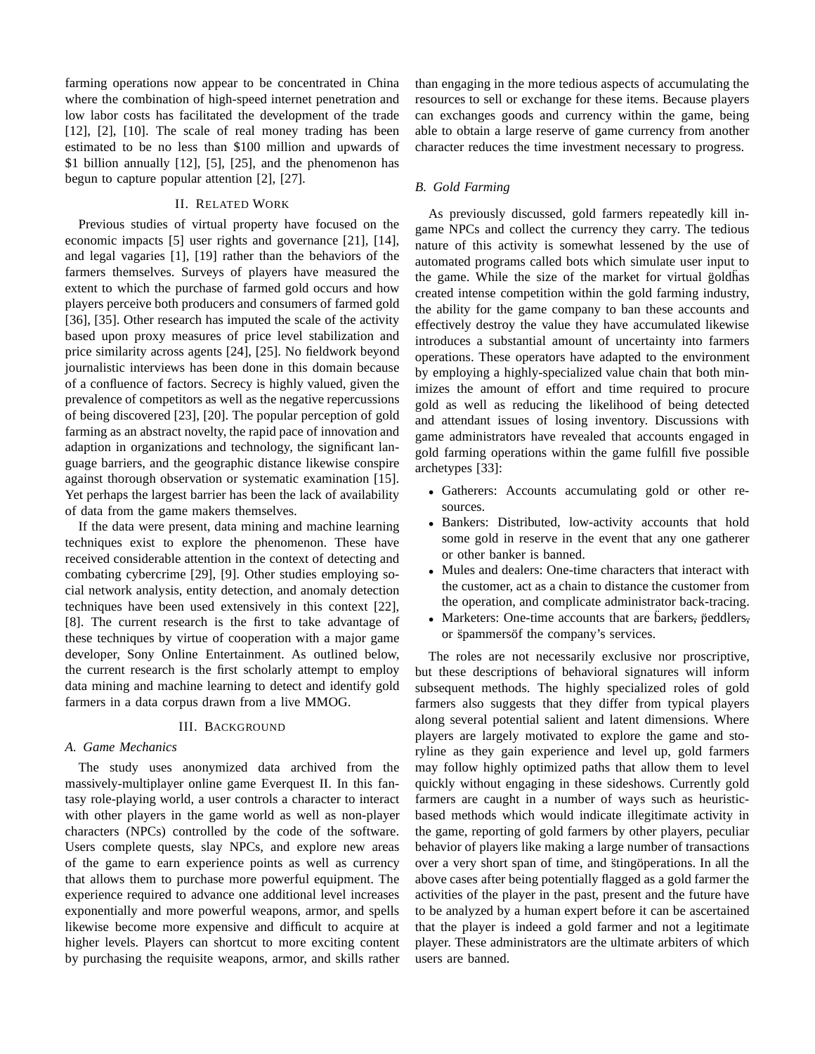farming operations now appear to be concentrated in China where the combination of high-speed internet penetration and low labor costs has facilitated the development of the trade [12], [2], [10]. The scale of real money trading has been estimated to be no less than $100 million and upwards of $1 billion annually [12], [5], [25], and the phenomenon has begun to capture popular attention [2], [27].

## II. Related Work

Previous studies of virtual property have focused on the economic impacts [5] user rights and governance [21], [14], and legal vagaries [1], [19] rather than the behaviors of the farmers themselves. Surveys of players have measured the extent to which the purchase of farmed gold occurs and how players perceive both producers and consumers of farmed gold [36], [35]. Other research has imputed the scale of the activity based upon proxy measures of price level stabilization and price similarity across agents [24], [25]. No fieldwork beyond journalistic interviews has been done in this domain because of a confluence of factors. Secrecy is highly valued, given the prevalence of competitors as well as the negative repercussions of being discovered [23], [20]. The popular perception of gold farming as an abstract novelty, the rapid pace of innovation and adaption in organizations and technology, the significant language barriers, and the geographic distance likewise conspire against thorough observation or systematic examination [15]. Yet perhaps the largest barrier has been the lack of availability of data from the game makers themselves.

If the data were present, data mining and machine learning techniques exist to explore the phenomenon. These have received considerable attention in the context of detecting and combating cybercrime [29], [9]. Other studies employing social network analysis, entity detection, and anomaly detection techniques have been used extensively in this context [22], [8]. The current research is the first to take advantage of these techniques by virtue of cooperation with a major game developer, Sony Online Entertainment. As outlined below, the current research is the first scholarly attempt to employ data mining and machine learning to detect and identify gold farmers in a data corpus drawn from a live MMOG.

## III. Background

### A. Game Mechanics

The study uses anonymized data archived from the massively-multiplayer online game Everquest II. In this fantasy role-playing world, a user controls a character to interact with other players in the game world as well as non-player characters (NPCs) controlled by the code of the software. Users complete quests, slay NPCs, and explore new areas of the game to earn experience points as well as currency that allows them to purchase more powerful equipment. The experience required to advance one additional level increases exponentially and more powerful weapons, armor, and spells likewise become more expensive and difficult to acquire at higher levels. Players can shortcut to more exciting content by purchasing the requisite weapons, armor, and skills rather than engaging in the more tedious aspects of accumulating the resources to sell or exchange for these items. Because players can exchanges goods and currency within the game, being able to obtain a large reserve of game currency from another character reduces the time investment necessary to progress.

### B. Gold Farming

As previously discussed, gold farmers repeatedly kill in-game NPCs and collect the currency they carry. The tedious nature of this activity is somewhat lessened by the use of automated programs called bots which simulate user input to the game. While the size of the market for virtual ëgold̈has created intense competition within the gold farming industry, the ability for the game company to ban these accounts and effectively destroy the value they have accumulated likewise introduces a substantial amount of uncertainty into farmers operations. These operators have adapted to the environment by employing a highly-specialized value chain that both minimizes the amount of effort and time required to procure gold as well as reducing the likelihood of being detected and attendant issues of losing inventory. Discussions with game administrators have revealed that accounts engaged in gold farming operations within the game fulfill five possible archetypes [33]:

- Gatherers: Accounts accumulating gold or other resources.
- Bankers: Distributed, low-activity accounts that hold some gold in reserve in the event that any one gatherer or other banker is banned.
- Mules and dealers: One-time characters that interact with the customer, act as a chain to distance the customer from the operation, and complicate administrator back-tracing.
- Marketers: One-time accounts that are b̈arkers,̈ p̈eddlers,̈ or s̈pammersöf the company's services.

The roles are not necessarily exclusive nor proscriptive, but these descriptions of behavioral signatures will inform subsequent methods. The highly specialized roles of gold farmers also suggests that they differ from typical players along several potential salient and latent dimensions. Where players are largely motivated to explore the game and storyline as they gain experience and level up, gold farmers may follow highly optimized paths that allow them to level quickly without engaging in these sideshows. Currently gold farmers are caught in a number of ways such as heuristic-based methods which would indicate illegitimate activity in the game, reporting of gold farmers by other players, peculiar behavior of players like making a large number of transactions over a very short span of time, and s̈tingöperations. In all the above cases after being potentially flagged as a gold farmer the activities of the player in the past, present and the future have to be analyzed by a human expert before it can be ascertained that the player is indeed a gold farmer and not a legitimate player. These administrators are the ultimate arbiters of which users are banned.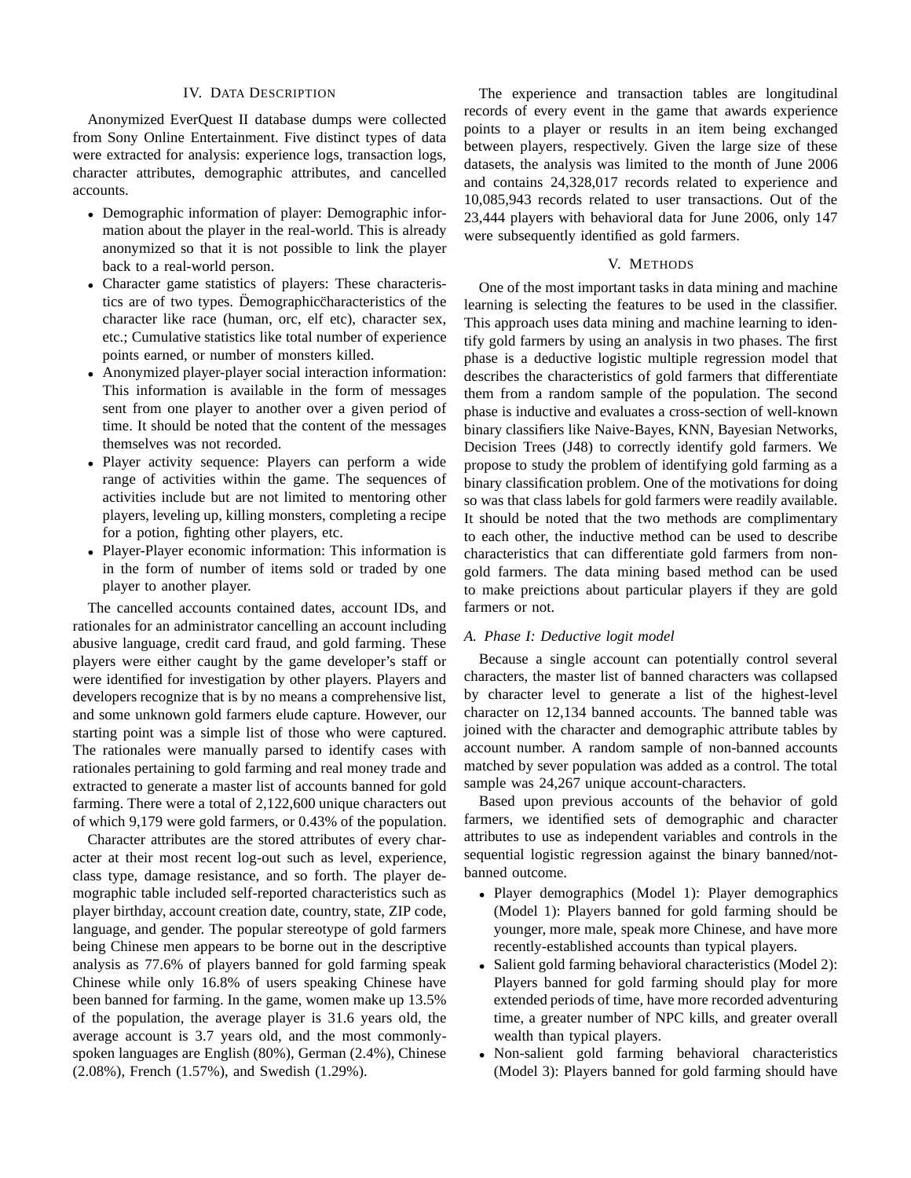## IV. Data Description

Anonymized EverQuest II database dumps were collected from Sony Online Entertainment. Five distinct types of data were extracted for analysis: experience logs, transaction logs, character attributes, demographic attributes, and cancelled accounts.

- Demographic information of player: Demographic information about the player in the real-world. This is already anonymized so that it is not possible to link the player back to a real-world person.
- Character game statistics of players: These characteristics are of two types. Ёemographicc̈haracteristics of the character like race (human, orc, elf etc), character sex, etc.; Cumulative statistics like total number of experience points earned, or number of monsters killed.
- Anonymized player-player social interaction information: This information is available in the form of messages sent from one player to another over a given period of time. It should be noted that the content of the messages themselves was not recorded.
- Player activity sequence: Players can perform a wide range of activities within the game. The sequences of activities include but are not limited to mentoring other players, leveling up, killing monsters, completing a recipe for a potion, fighting other players, etc.
- Player-Player economic information: This information is in the form of number of items sold or traded by one player to another player.

The cancelled accounts contained dates, account IDs, and rationales for an administrator cancelling an account including abusive language, credit card fraud, and gold farming. These players were either caught by the game developer's staff or were identified for investigation by other players. Players and developers recognize that is by no means a comprehensive list, and some unknown gold farmers elude capture. However, our starting point was a simple list of those who were captured. The rationales were manually parsed to identify cases with rationales pertaining to gold farming and real money trade and extracted to generate a master list of accounts banned for gold farming. There were a total of 2,122,600 unique characters out of which 9,179 were gold farmers, or 0.43% of the population.

Character attributes are the stored attributes of every character at their most recent log-out such as level, experience, class type, damage resistance, and so forth. The player demographic table included self-reported characteristics such as player birthday, account creation date, country, state, ZIP code, language, and gender. The popular stereotype of gold farmers being Chinese men appears to be borne out in the descriptive analysis as 77.6% of players banned for gold farming speak Chinese while only 16.8% of users speaking Chinese have been banned for farming. In the game, women make up 13.5% of the population, the average player is 31.6 years old, the average account is 3.7 years old, and the most commonly-spoken languages are English (80%), German (2.4%), Chinese (2.08%), French (1.57%), and Swedish (1.29%).

The experience and transaction tables are longitudinal records of every event in the game that awards experience points to a player or results in an item being exchanged between players, respectively. Given the large size of these datasets, the analysis was limited to the month of June 2006 and contains 24,328,017 records related to experience and 10,085,943 records related to user transactions. Out of the 23,444 players with behavioral data for June 2006, only 147 were subsequently identified as gold farmers.

## V. Methods

One of the most important tasks in data mining and machine learning is selecting the features to be used in the classifier. This approach uses data mining and machine learning to identify gold farmers by using an analysis in two phases. The first phase is a deductive logistic multiple regression model that describes the characteristics of gold farmers that differentiate them from a random sample of the population. The second phase is inductive and evaluates a cross-section of well-known binary classifiers like Naive-Bayes, KNN, Bayesian Networks, Decision Trees (J48) to correctly identify gold farmers. We propose to study the problem of identifying gold farming as a binary classification problem. One of the motivations for doing so was that class labels for gold farmers were readily available. It should be noted that the two methods are complimentary to each other, the inductive method can be used to describe characteristics that can differentiate gold farmers from non-gold farmers. The data mining based method can be used to make preictions about particular players if they are gold farmers or not.

### A. Phase I: Deductive logit model

Because a single account can potentially control several characters, the master list of banned characters was collapsed by character level to generate a list of the highest-level character on 12,134 banned accounts. The banned table was joined with the character and demographic attribute tables by account number. A random sample of non-banned accounts matched by sever population was added as a control. The total sample was 24,267 unique account-characters.

Based upon previous accounts of the behavior of gold farmers, we identified sets of demographic and character attributes to use as independent variables and controls in the sequential logistic regression against the binary banned/not-banned outcome.

- Player demographics (Model 1): Player demographics (Model 1): Players banned for gold farming should be younger, more male, speak more Chinese, and have more recently-established accounts than typical players.
- Salient gold farming behavioral characteristics (Model 2): Players banned for gold farming should play for more extended periods of time, have more recorded adventuring time, a greater number of NPC kills, and greater overall wealth than typical players.
- Non-salient gold farming behavioral characteristics (Model 3): Players banned for gold farming should have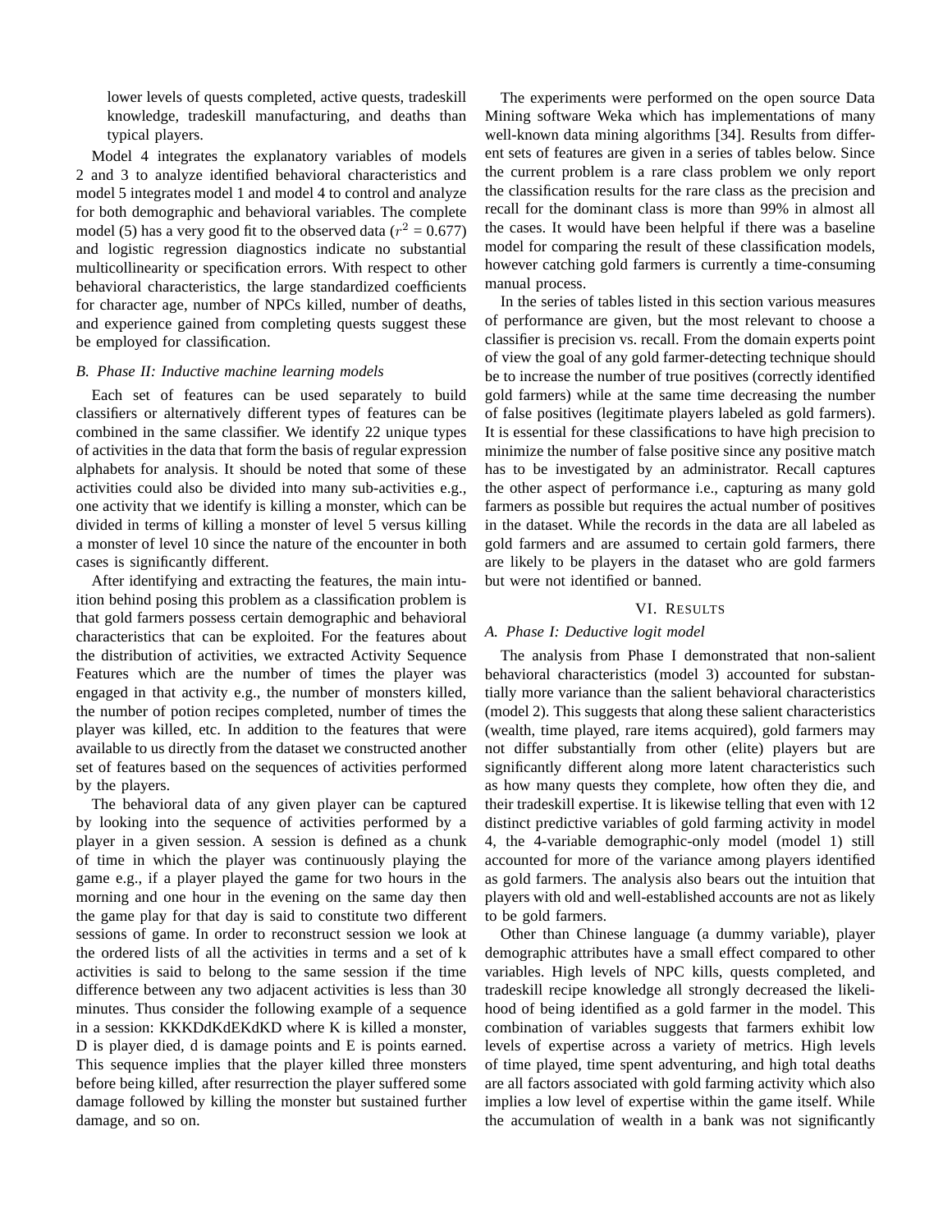lower levels of quests completed, active quests, tradeskill knowledge, tradeskill manufacturing, and deaths than typical players.

Model 4 integrates the explanatory variables of models 2 and 3 to analyze identified behavioral characteristics and model 5 integrates model 1 and model 4 to control and analyze for both demographic and behavioral variables. The complete model (5) has a very good fit to the observed data ($r^2$ = 0.677) and logistic regression diagnostics indicate no substantial multicollinearity or specification errors. With respect to other behavioral characteristics, the large standardized coefficients for character age, number of NPCs killed, number of deaths, and experience gained from completing quests suggest these be employed for classification.

### B. Phase II: Inductive machine learning models

Each set of features can be used separately to build classifiers or alternatively different types of features can be combined in the same classifier. We identify 22 unique types of activities in the data that form the basis of regular expression alphabets for analysis. It should be noted that some of these activities could also be divided into many sub-activities e.g., one activity that we identify is killing a monster, which can be divided in terms of killing a monster of level 5 versus killing a monster of level 10 since the nature of the encounter in both cases is significantly different.

After identifying and extracting the features, the main intuition behind posing this problem as a classification problem is that gold farmers possess certain demographic and behavioral characteristics that can be exploited. For the features about the distribution of activities, we extracted Activity Sequence Features which are the number of times the player was engaged in that activity e.g., the number of monsters killed, the number of potion recipes completed, number of times the player was killed, etc. In addition to the features that were available to us directly from the dataset we constructed another set of features based on the sequences of activities performed by the players.

The behavioral data of any given player can be captured by looking into the sequence of activities performed by a player in a given session. A session is defined as a chunk of time in which the player was continuously playing the game e.g., if a player played the game for two hours in the morning and one hour in the evening on the same day then the game play for that day is said to constitute two different sessions of game. In order to reconstruct session we look at the ordered lists of all the activities in terms and a set of k activities is said to belong to the same session if the time difference between any two adjacent activities is less than 30 minutes. Thus consider the following example of a sequence in a session: KKKDdKdEKdKD where K is killed a monster, D is player died, d is damage points and E is points earned. This sequence implies that the player killed three monsters before being killed, after resurrection the player suffered some damage followed by killing the monster but sustained further damage, and so on.

The experiments were performed on the open source Data Mining software Weka which has implementations of many well-known data mining algorithms [34]. Results from different sets of features are given in a series of tables below. Since the current problem is a rare class problem we only report the classification results for the rare class as the precision and recall for the dominant class is more than 99% in almost all the cases. It would have been helpful if there was a baseline model for comparing the result of these classification models, however catching gold farmers is currently a time-consuming manual process.

In the series of tables listed in this section various measures of performance are given, but the most relevant to choose a classifier is precision vs. recall. From the domain experts point of view the goal of any gold farmer-detecting technique should be to increase the number of true positives (correctly identified gold farmers) while at the same time decreasing the number of false positives (legitimate players labeled as gold farmers). It is essential for these classifications to have high precision to minimize the number of false positive since any positive match has to be investigated by an administrator. Recall captures the other aspect of performance i.e., capturing as many gold farmers as possible but requires the actual number of positives in the dataset. While the records in the data are all labeled as gold farmers and are assumed to certain gold farmers, there are likely to be players in the dataset who are gold farmers but were not identified or banned.

## VI. Results

### A. Phase I: Deductive logit model

The analysis from Phase I demonstrated that non-salient behavioral characteristics (model 3) accounted for substantially more variance than the salient behavioral characteristics (model 2). This suggests that along these salient characteristics (wealth, time played, rare items acquired), gold farmers may not differ substantially from other (elite) players but are significantly different along more latent characteristics such as how many quests they complete, how often they die, and their tradeskill expertise. It is likewise telling that even with 12 distinct predictive variables of gold farming activity in model 4, the 4-variable demographic-only model (model 1) still accounted for more of the variance among players identified as gold farmers. The analysis also bears out the intuition that players with old and well-established accounts are not as likely to be gold farmers.

Other than Chinese language (a dummy variable), player demographic attributes have a small effect compared to other variables. High levels of NPC kills, quests completed, and tradeskill recipe knowledge all strongly decreased the likelihood of being identified as a gold farmer in the model. This combination of variables suggests that farmers exhibit low levels of expertise across a variety of metrics. High levels of time played, time spent adventuring, and high total deaths are all factors associated with gold farming activity which also implies a low level of expertise within the game itself. While the accumulation of wealth in a bank was not significantly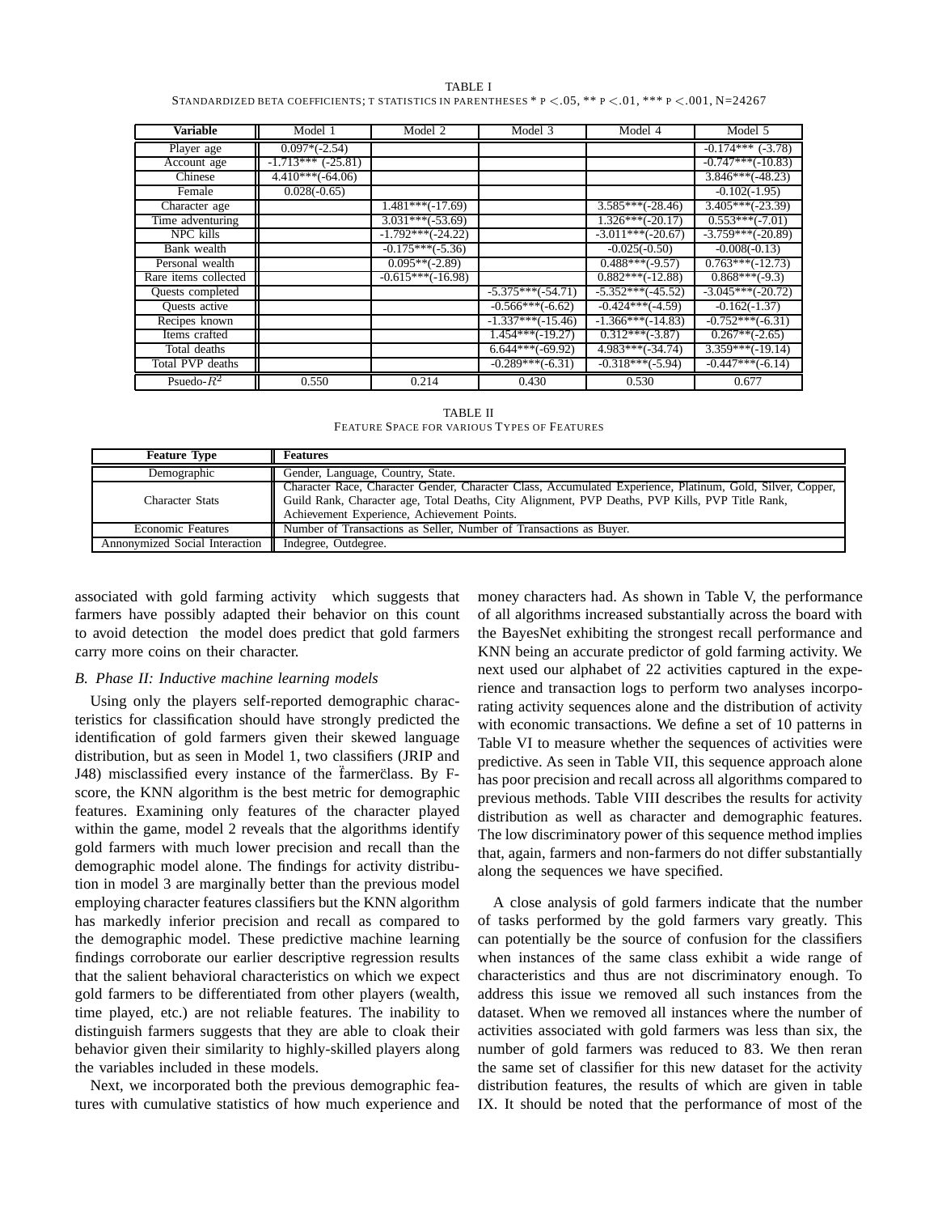TABLE I

STANDARDIZED BETA COEFFICIENTS; T STATISTICS IN PARENTHESES * P $<.05$, ** P $<.01$, *** P $<.001$, N=24267

| Variable | Model 1 | Model 2 | Model 3 | Model 4 | Model 5 |
|---|---|---|---|---|---|
| Player age | 0.097*(-2.54) | | | | -0.174*** (-3.78) |
| Account age | -1.713*** (-25.81) | | | | -0.747***(-10.83) |
| Chinese | 4.410***(-64.06) | | | | 3.846***(-48.23) |
| Female | 0.028(-0.65) | | | | -0.102(-1.95) |
| Character age | | 1.481***(-17.69) | | 3.585***(-28.46) | 3.405***(-23.39) |
| Time adventuring | | 3.031***(-53.69) | | 1.326***(-20.17) | 0.553***(-7.01) |
| NPC kills | | -1.792***(-24.22) | | -3.011***(-20.67) | -3.759***(-20.89) |
| Bank wealth | | -0.175***(-5.36) | | -0.025(-0.50) | -0.008(-0.13) |
| Personal wealth | | 0.095**(-2.89) | | 0.488***(-9.57) | 0.763***(-12.73) |
| Rare items collected | | -0.615***(-16.98) | | 0.882***(-12.88) | 0.868***(-9.3) |
| Quests completed | | | -5.375***(-54.71) | -5.352***(-45.52) | -3.045***(-20.72) |
| Quests active | | | -0.566***(-6.62) | -0.424***(-4.59) | -0.162(-1.37) |
| Recipes known | | | -1.337***(-15.46) | -1.366***(-14.83) | -0.752***(-6.31) |
| Items crafted | | | 1.454***(-19.27) | 0.312***(-3.87) | 0.267**(-2.65) |
| Total deaths | | | 6.644***(-69.92) | 4.983***(-34.74) | 3.359***(-19.14) |
| Total PVP deaths | | | -0.289***(-6.31) | -0.318***(-5.94) | -0.447***(-6.14) |
| Psuedo-$R^2$ | 0.550 | 0.214 | 0.430 | 0.530 | 0.677 |

TABLE II

FEATURE SPACE FOR VARIOUS TYPES OF FEATURES

| Feature Type | Features |
|---|---|
| Demographic | Gender, Language, Country, State. |
| Character Stats | Character Race, Character Gender, Character Class, Accumulated Experience, Platinum, Gold, Silver, Copper, Guild Rank, Character age, Total Deaths, City Alignment, PVP Deaths, PVP Kills, PVP Title Rank, Achievement Experience, Achievement Points. |
| Economic Features | Number of Transactions as Seller, Number of Transactions as Buyer. |
| Annonymized Social Interaction | Indegree, Outdegree. |

associated with gold farming activity which suggests that farmers have possibly adapted their behavior on this count to avoid detection the model does predict that gold farmers carry more coins on their character.

### B. Phase II: Inductive machine learning models

Using only the players self-reported demographic characteristics for classification should have strongly predicted the identification of gold farmers given their skewed language distribution, but as seen in Model 1, two classifiers (JRIP and J48) misclassified every instance of the ẗfarmer̈class. By F-score, the KNN algorithm is the best metric for demographic features. Examining only features of the character played within the game, model 2 reveals that the algorithms identify gold farmers with much lower precision and recall than the demographic model alone. The findings for activity distribution in model 3 are marginally better than the previous model employing character features classifiers but the KNN algorithm has markedly inferior precision and recall as compared to the demographic model. These predictive machine learning findings corroborate our earlier descriptive regression results that the salient behavioral characteristics on which we expect gold farmers to be differentiated from other players (wealth, time played, etc.) are not reliable features. The inability to distinguish farmers suggests that they are able to cloak their behavior given their similarity to highly-skilled players along the variables included in these models.

Next, we incorporated both the previous demographic features with cumulative statistics of how much experience and money characters had. As shown in Table V, the performance of all algorithms increased substantially across the board with the BayesNet exhibiting the strongest recall performance and KNN being an accurate predictor of gold farming activity. We next used our alphabet of 22 activities captured in the experience and transaction logs to perform two analyses incorporating activity sequences alone and the distribution of activity with economic transactions. We define a set of 10 patterns in Table VI to measure whether the sequences of activities were predictive. As seen in Table VII, this sequence approach alone has poor precision and recall across all algorithms compared to previous methods. Table VIII describes the results for activity distribution as well as character and demographic features. The low discriminatory power of this sequence method implies that, again, farmers and non-farmers do not differ substantially along the sequences we have specified.

A close analysis of gold farmers indicate that the number of tasks performed by the gold farmers vary greatly. This can potentially be the source of confusion for the classifiers when instances of the same class exhibit a wide range of characteristics and thus are not discriminatory enough. To address this issue we removed all such instances from the dataset. When we removed all instances where the number of activities associated with gold farmers was less than six, the number of gold farmers was reduced to 83. We then reran the same set of classifier for this new dataset for the activity distribution features, the results of which are given in table IX. It should be noted that the performance of most of the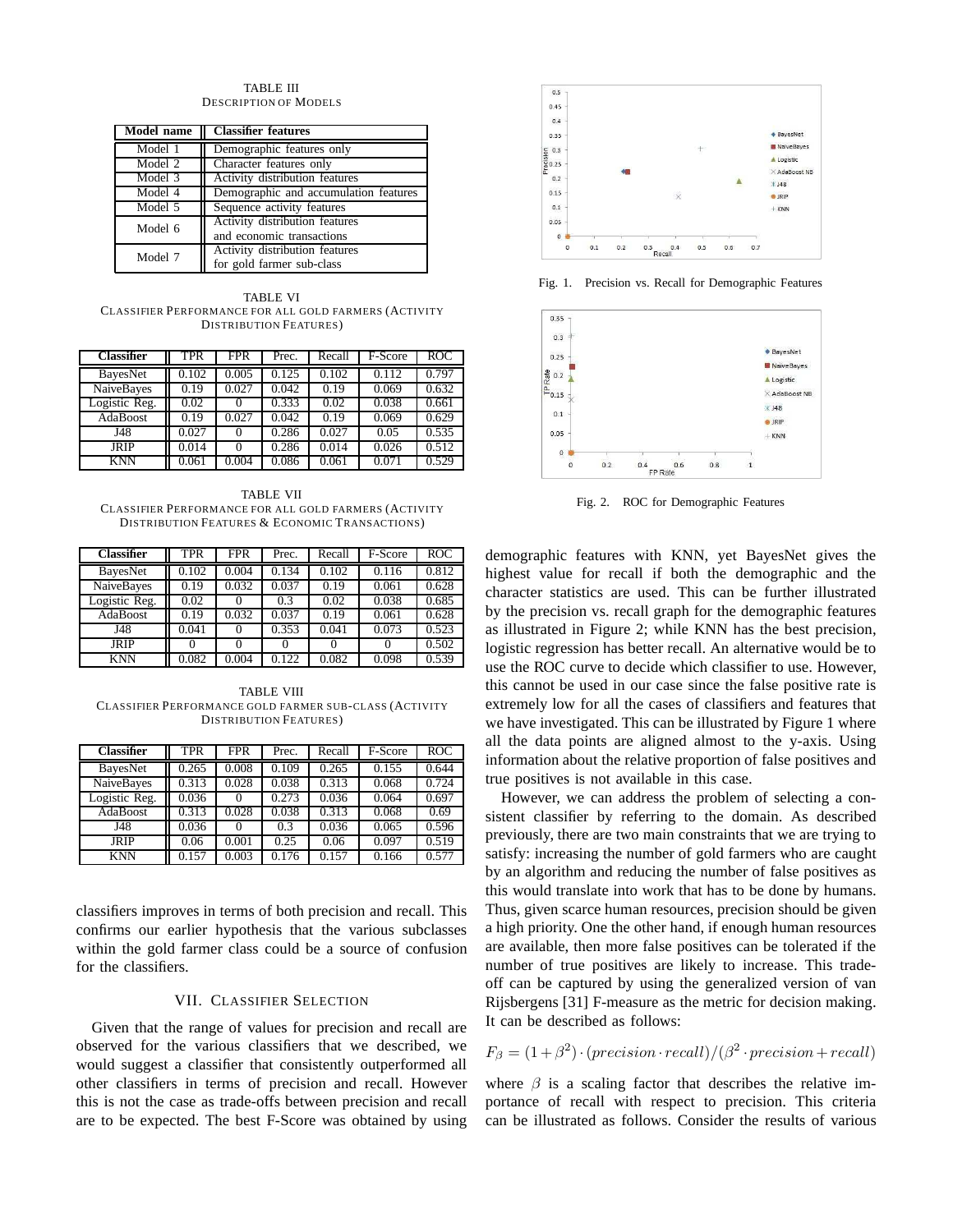TABLE III
DESCRIPTION OF MODELS

| Model name | Classifier features |
|---|---|
| Model 1 | Demographic features only |
| Model 2 | Character features only |
| Model 3 | Activity distribution features |
| Model 4 | Demographic and accumulation features |
| Model 5 | Sequence activity features |
| Model 6 | Activity distribution features and economic transactions |
| Model 7 | Activity distribution features for gold farmer sub-class |

TABLE VI
CLASSIFIER PERFORMANCE FOR ALL GOLD FARMERS (ACTIVITY DISTRIBUTION FEATURES)

| Classifier | TPR | FPR | Prec. | Recall | F-Score | ROC |
|---|---|---|---|---|---|---|
| BayesNet | 0.102 | 0.005 | 0.125 | 0.102 | 0.112 | 0.797 |
| NaiveBayes | 0.19 | 0.027 | 0.042 | 0.19 | 0.069 | 0.632 |
| Logistic Reg. | 0.02 | 0 | 0.333 | 0.02 | 0.038 | 0.661 |
| AdaBoost | 0.19 | 0.027 | 0.042 | 0.19 | 0.069 | 0.629 |
| J48 | 0.027 | 0 | 0.286 | 0.027 | 0.05 | 0.535 |
| JRIP | 0.014 | 0 | 0.286 | 0.014 | 0.026 | 0.512 |
| KNN | 0.061 | 0.004 | 0.086 | 0.061 | 0.071 | 0.529 |

TABLE VII
CLASSIFIER PERFORMANCE FOR ALL GOLD FARMERS (ACTIVITY DISTRIBUTION FEATURES & ECONOMIC TRANSACTIONS)

| Classifier | TPR | FPR | Prec. | Recall | F-Score | ROC |
|---|---|---|---|---|---|---|
| BayesNet | 0.102 | 0.004 | 0.134 | 0.102 | 0.116 | 0.812 |
| NaiveBayes | 0.19 | 0.032 | 0.037 | 0.19 | 0.061 | 0.628 |
| Logistic Reg. | 0.02 | 0 | 0.3 | 0.02 | 0.038 | 0.685 |
| AdaBoost | 0.19 | 0.032 | 0.037 | 0.19 | 0.061 | 0.628 |
| J48 | 0.041 | 0 | 0.353 | 0.041 | 0.073 | 0.523 |
| JRIP | 0 | 0 | 0 | 0 | 0 | 0.502 |
| KNN | 0.082 | 0.004 | 0.122 | 0.082 | 0.098 | 0.539 |

TABLE VIII
CLASSIFIER PERFORMANCE GOLD FARMER SUB-CLASS (ACTIVITY DISTRIBUTION FEATURES)

| Classifier | TPR | FPR | Prec. | Recall | F-Score | ROC |
|---|---|---|---|---|---|---|
| BayesNet | 0.265 | 0.008 | 0.109 | 0.265 | 0.155 | 0.644 |
| NaiveBayes | 0.313 | 0.028 | 0.038 | 0.313 | 0.068 | 0.724 |
| Logistic Reg. | 0.036 | 0 | 0.273 | 0.036 | 0.064 | 0.697 |
| AdaBoost | 0.313 | 0.028 | 0.038 | 0.313 | 0.068 | 0.69 |
| J48 | 0.036 | 0 | 0.3 | 0.036 | 0.065 | 0.596 |
| JRIP | 0.06 | 0.001 | 0.25 | 0.06 | 0.097 | 0.519 |
| KNN | 0.157 | 0.003 | 0.176 | 0.157 | 0.166 | 0.577 |

classifiers improves in terms of both precision and recall. This confirms our earlier hypothesis that the various subclasses within the gold farmer class could be a source of confusion for the classifiers.

## VII. Classifier Selection

Given that the range of values for precision and recall are observed for the various classifiers that we described, we would suggest a classifier that consistently outperformed all other classifiers in terms of precision and recall. However this is not the case as trade-offs between precision and recall are to be expected. The best F-Score was obtained by using demographic features with KNN, yet BayesNet gives the highest value for recall if both the demographic and the character statistics are used. This can be further illustrated by the precision vs. recall graph for the demographic features as illustrated in Figure 2; while KNN has the best precision, logistic regression has better recall. An alternative would be to use the ROC curve to decide which classifier to use. However, this cannot be used in our case since the false positive rate is extremely low for all the cases of classifiers and features that we have investigated. This can be illustrated by Figure 1 where all the data points are aligned almost to the y-axis. Using information about the relative proportion of false positives and true positives is not available in this case.

Fig. 1. Precision vs. Recall for Demographic Features

Fig. 2. ROC for Demographic Features

However, we can address the problem of selecting a consistent classifier by referring to the domain. As described previously, there are two main constraints that we are trying to satisfy: increasing the number of gold farmers who are caught by an algorithm and reducing the number of false positives as this would translate into work that has to be done by humans. Thus, given scarce human resources, precision should be given a high priority. One the other hand, if enough human resources are available, then more false positives can be tolerated if the number of true positives are likely to increase. This trade-off can be captured by using the generalized version of van Rijsbergens [31] F-measure as the metric for decision making. It can be described as follows:

$$F_\beta = (1+\beta^2) \cdot (precision \cdot recall)/(\beta^2 \cdot precision + recall)$$

where $\beta$ is a scaling factor that describes the relative importance of recall with respect to precision. This criteria can be illustrated as follows. Consider the results of various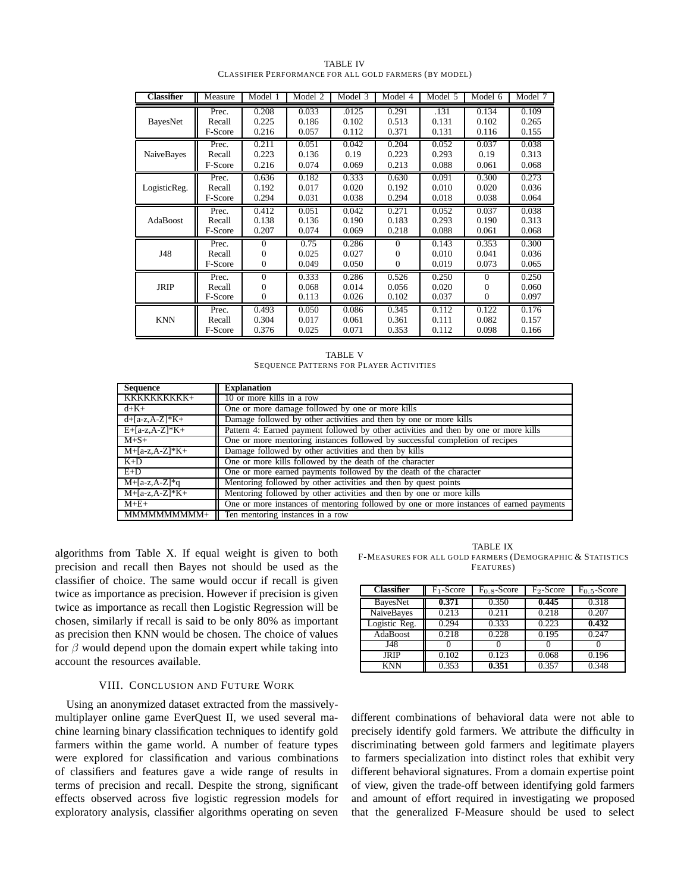TABLE IV
CLASSIFIER PERFORMANCE FOR ALL GOLD FARMERS (BY MODEL)

| Classifier | Measure | Model 1 | Model 2 | Model 3 | Model 4 | Model 5 | Model 6 | Model 7 |
|---|---|---|---|---|---|---|---|---|
| BayesNet | Prec. | 0.208 | 0.033 | .0125 | 0.291 | .131 | 0.134 | 0.109 |
| | Recall | 0.225 | 0.186 | 0.102 | 0.513 | 0.131 | 0.102 | 0.265 |
| | F-Score | 0.216 | 0.057 | 0.112 | 0.371 | 0.131 | 0.116 | 0.155 |
| NaiveBayes | Prec. | 0.211 | 0.051 | 0.042 | 0.204 | 0.052 | 0.037 | 0.038 |
| | Recall | 0.223 | 0.136 | 0.19 | 0.223 | 0.293 | 0.19 | 0.313 |
| | F-Score | 0.216 | 0.074 | 0.069 | 0.213 | 0.088 | 0.061 | 0.068 |
| LogisticReg. | Prec. | 0.636 | 0.182 | 0.333 | 0.630 | 0.091 | 0.300 | 0.273 |
| | Recall | 0.192 | 0.017 | 0.020 | 0.192 | 0.010 | 0.020 | 0.036 |
| | F-Score | 0.294 | 0.031 | 0.038 | 0.294 | 0.018 | 0.038 | 0.064 |
| AdaBoost | Prec. | 0.412 | 0.051 | 0.042 | 0.271 | 0.052 | 0.037 | 0.038 |
| | Recall | 0.138 | 0.136 | 0.190 | 0.183 | 0.293 | 0.190 | 0.313 |
| | F-Score | 0.207 | 0.074 | 0.069 | 0.218 | 0.088 | 0.061 | 0.068 |
| J48 | Prec. | 0 | 0.75 | 0.286 | 0 | 0.143 | 0.353 | 0.300 |
| | Recall | 0 | 0.025 | 0.027 | 0 | 0.010 | 0.041 | 0.036 |
| | F-Score | 0 | 0.049 | 0.050 | 0 | 0.019 | 0.073 | 0.065 |
| JRIP | Prec. | 0 | 0.333 | 0.286 | 0.526 | 0.250 | 0 | 0.250 |
| | Recall | 0 | 0.068 | 0.014 | 0.056 | 0.020 | 0 | 0.060 |
| | F-Score | 0 | 0.113 | 0.026 | 0.102 | 0.037 | 0 | 0.097 |
| KNN | Prec. | 0.493 | 0.050 | 0.086 | 0.345 | 0.112 | 0.122 | 0.176 |
| | Recall | 0.304 | 0.017 | 0.061 | 0.361 | 0.111 | 0.082 | 0.157 |
| | F-Score | 0.376 | 0.025 | 0.071 | 0.353 | 0.112 | 0.098 | 0.166 |

TABLE V
SEQUENCE PATTERNS FOR PLAYER ACTIVITIES

| Sequence | Explanation |
|---|---|
| KKKKKKKKKK+ | 10 or more kills in a row |
| d+K+ | One or more damage followed by one or more kills |
| d+[a-z,A-Z]*K+ | Damage followed by other activities and then by one or more kills |
| E+[a-z,A-Z]*K+ | Pattern 4: Earned payment followed by other activities and then by one or more kills |
| M+S+ | One or more mentoring instances followed by successful completion of recipes |
| M+[a-z,A-Z]*K+ | Damage followed by other activities and then by kills |
| K+D | One or more kills followed by the death of the character |
| E+D | One or more earned payments followed by the death of the character |
| M+[a-z,A-Z]*q | Mentoring followed by other activities and then by quest points |
| M+[a-z,A-Z]*K+ | Mentoring followed by other activities and then by one or more kills |
| M+E+ | One or more instances of mentoring followed by one or more instances of earned payments |
| MMMMMMMMMM+ | Ten mentoring instances in a row |

algorithms from Table X. If equal weight is given to both precision and recall then Bayes not should be used as the classifier of choice. The same would occur if recall is given twice as importance as precision. However if precision is given twice as importance as recall then Logistic Regression will be chosen, similarly if recall is said to be only 80% as important as precision then KNN would be chosen. The choice of values for $\beta$ would depend upon the domain expert while taking into account the resources available.

## VIII. Conclusion and Future Work

Using an anonymized dataset extracted from the massively-multiplayer online game EverQuest II, we used several machine learning binary classification techniques to identify gold farmers within the game world. A number of feature types were explored for classification and various combinations of classifiers and features gave a wide range of results in terms of precision and recall. Despite the strong, significant effects observed across five logistic regression models for exploratory analysis, classifier algorithms operating on seven different combinations of behavioral data were not able to precisely identify gold farmers. We attribute the difficulty in discriminating between gold farmers and legitimate players to farmers specialization into distinct roles that exhibit very different behavioral signatures. From a domain expertise point of view, given the trade-off between identifying gold farmers and amount of effort required in investigating we proposed that the generalized F-Measure should be used to select

TABLE IX
F-MEASURES FOR ALL GOLD FARMERS (DEMOGRAPHIC & STATISTICS FEATURES)

| Classifier | $F_1$-Score | $F_{0.8}$-Score | $F_2$-Score | $F_{0.5}$-Score |
|---|---|---|---|---|
| BayesNet | **0.371** | 0.350 | **0.445** | 0.318 |
| NaiveBayes | 0.213 | 0.211 | 0.218 | 0.207 |
| Logistic Reg. | 0.294 | 0.333 | 0.223 | **0.432** |
| AdaBoost | 0.218 | 0.228 | 0.195 | 0.247 |
| J48 | 0 | 0 | 0 | 0 |
| JRIP | 0.102 | 0.123 | 0.068 | 0.196 |
| KNN | 0.353 | **0.351** | 0.357 | 0.348 |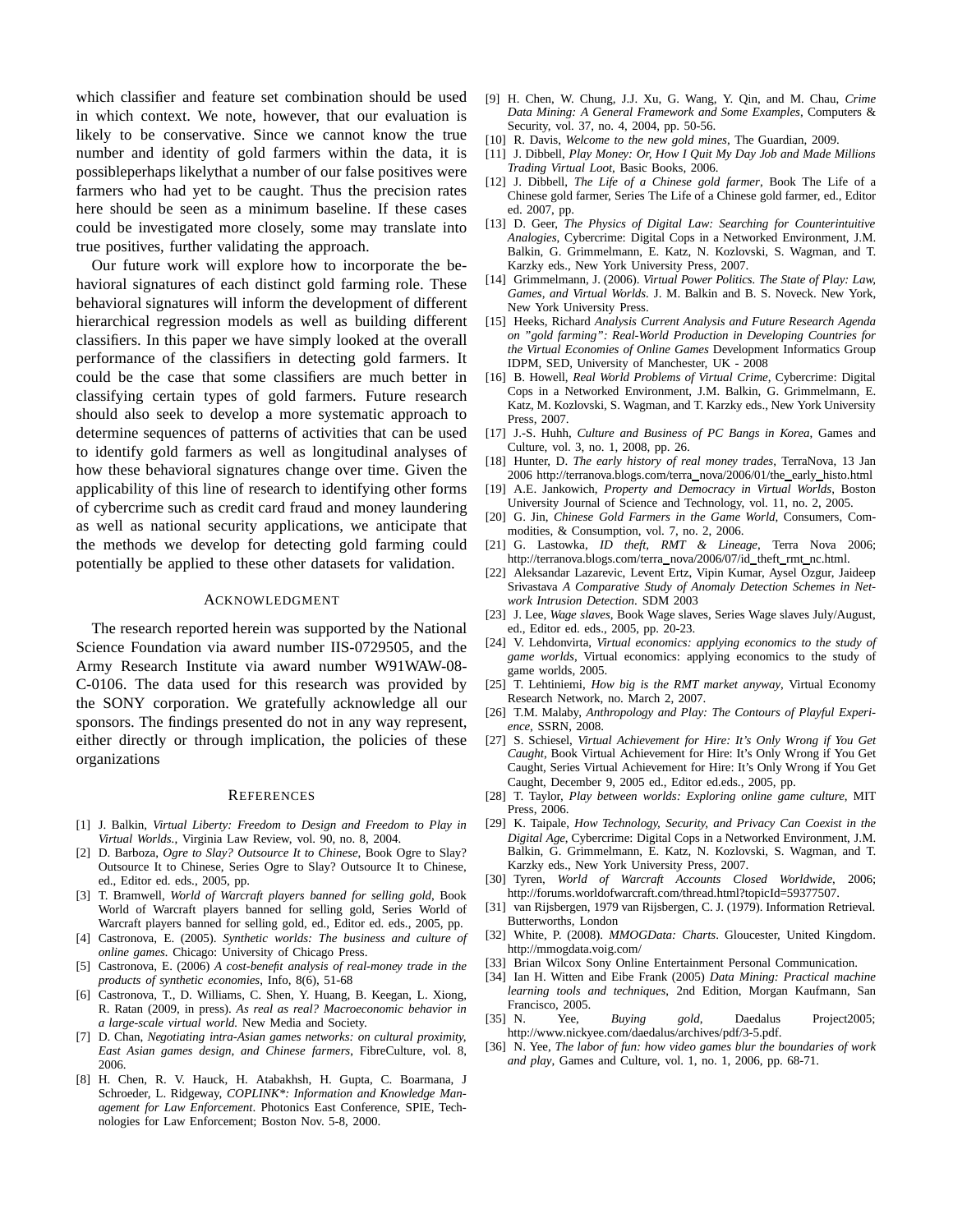which classifier and feature set combination should be used in which context. We note, however, that our evaluation is likely to be conservative. Since we cannot know the true number and identity of gold farmers within the data, it is possibleperhaps likelythat a number of our false positives were farmers who had yet to be caught. Thus the precision rates here should be seen as a minimum baseline. If these cases could be investigated more closely, some may translate into true positives, further validating the approach.

Our future work will explore how to incorporate the behavioral signatures of each distinct gold farming role. These behavioral signatures will inform the development of different hierarchical regression models as well as building different classifiers. In this paper we have simply looked at the overall performance of the classifiers in detecting gold farmers. It could be the case that some classifiers are much better in classifying certain types of gold farmers. Future research should also seek to develop a more systematic approach to determine sequences of patterns of activities that can be used to identify gold farmers as well as longitudinal analyses of how these behavioral signatures change over time. Given the applicability of this line of research to identifying other forms of cybercrime such as credit card fraud and money laundering as well as national security applications, we anticipate that the methods we develop for detecting gold farming could potentially be applied to these other datasets for validation.

## Acknowledgment

The research reported herein was supported by the National Science Foundation via award number IIS-0729505, and the Army Research Institute via award number W91WAW-08-C-0106. The data used for this research was provided by the SONY corporation. We gratefully acknowledge all our sponsors. The findings presented do not in any way represent, either directly or through implication, the policies of these organizations

## References

[1] J. Balkin, *Virtual Liberty: Freedom to Design and Freedom to Play in Virtual Worlds.*, Virginia Law Review, vol. 90, no. 8, 2004.

[2] D. Barboza, *Ogre to Slay? Outsource It to Chinese*, Book Ogre to Slay? Outsource It to Chinese, Series Ogre to Slay? Outsource It to Chinese, ed., Editor ed. eds., 2005, pp.

[3] T. Bramwell, *World of Warcraft players banned for selling gold*, Book World of Warcraft players banned for selling gold, Series World of Warcraft players banned for selling gold, ed., Editor ed. eds., 2005, pp.

[4] Castronova, E. (2005). *Synthetic worlds: The business and culture of online games.* Chicago: University of Chicago Press.

[5] Castronova, E. (2006) *A cost-benefit analysis of real-money trade in the products of synthetic economies*, Info, 8(6), 51-68

[6] Castronova, T., D. Williams, C. Shen, Y. Huang, B. Keegan, L. Xiong, R. Ratan (2009, in press). *As real as real? Macroeconomic behavior in a large-scale virtual world.* New Media and Society.

[7] D. Chan, *Negotiating intra-Asian games networks: on cultural proximity, East Asian games design, and Chinese farmers*, FibreCulture, vol. 8, 2006.

[8] H. Chen, R. V. Hauck, H. Atabakhsh, H. Gupta, C. Boarmana, J Schroeder, L. Ridgeway, *COPLINK\*: Information and Knowledge Management for Law Enforcement*. Photonics East Conference, SPIE, Technologies for Law Enforcement; Boston Nov. 5-8, 2000.

[9] H. Chen, W. Chung, J.J. Xu, G. Wang, Y. Qin, and M. Chau, *Crime Data Mining: A General Framework and Some Examples*, Computers & Security, vol. 37, no. 4, 2004, pp. 50-56.

[10] R. Davis, *Welcome to the new gold mines*, The Guardian, 2009.

[11] J. Dibbell, *Play Money: Or, How I Quit My Day Job and Made Millions Trading Virtual Loot*, Basic Books, 2006.

[12] J. Dibbell, *The Life of a Chinese gold farmer*, Book The Life of a Chinese gold farmer, Series The Life of a Chinese gold farmer, ed., Editor ed. 2007, pp.

[13] D. Geer, *The Physics of Digital Law: Searching for Counterintuitive Analogies*, Cybercrime: Digital Cops in a Networked Environment, J.M. Balkin, G. Grimmelmann, E. Katz, N. Kozlovski, S. Wagman, and T. Karzky eds., New York University Press, 2007.

[14] Grimmelmann, J. (2006). *Virtual Power Politics. The State of Play: Law, Games, and Virtual Worlds.* J. M. Balkin and B. S. Noveck. New York, New York University Press.

[15] Heeks, Richard *Analysis Current Analysis and Future Research Agenda on "gold farming": Real-World Production in Developing Countries for the Virtual Economies of Online Games* Development Informatics Group IDPM, SED, University of Manchester, UK - 2008

[16] B. Howell, *Real World Problems of Virtual Crime*, Cybercrime: Digital Cops in a Networked Environment, J.M. Balkin, G. Grimmelmann, E. Katz, M. Kozlovski, S. Wagman, and T. Karzky eds., New York University Press, 2007.

[17] J.-S. Huhh, *Culture and Business of PC Bangs in Korea*, Games and Culture, vol. 3, no. 1, 2008, pp. 26.

[18] Hunter, D. *The early history of real money trades*, TerraNova, 13 Jan 2006 http://terranova.blogs.com/terra_nova/2006/01/the_early_histo.html

[19] A.E. Jankowich, *Property and Democracy in Virtual Worlds*, Boston University Journal of Science and Technology, vol. 11, no. 2, 2005.

[20] G. Jin, *Chinese Gold Farmers in the Game World*, Consumers, Commodities, & Consumption, vol. 7, no. 2, 2006.

[21] G. Lastowka, *ID theft, RMT & Lineage*, Terra Nova 2006; http://terranova.blogs.com/terra_nova/2006/07/id_theft_rmt_nc.html.

[22] Aleksandar Lazarevic, Levent Ertz, Vipin Kumar, Aysel Ozgur, Jaideep Srivastava *A Comparative Study of Anomaly Detection Schemes in Network Intrusion Detection*. SDM 2003

[23] J. Lee, *Wage slaves*, Book Wage slaves, Series Wage slaves July/August, ed., Editor ed. eds., 2005, pp. 20-23.

[24] V. Lehdonvirta, *Virtual economics: applying economics to the study of game worlds*, Virtual economics: applying economics to the study of game worlds, 2005.

[25] T. Lehtiniemi, *How big is the RMT market anyway*, Virtual Economy Research Network, no. March 2, 2007.

[26] T.M. Malaby, *Anthropology and Play: The Contours of Playful Experience*, SSRN, 2008.

[27] S. Schiesel, *Virtual Achievement for Hire: It's Only Wrong if You Get Caught*, Book Virtual Achievement for Hire: It's Only Wrong if You Get Caught, Series Virtual Achievement for Hire: It's Only Wrong if You Get Caught, December 9, 2005 ed., Editor ed.eds., 2005, pp.

[28] T. Taylor, *Play between worlds: Exploring online game culture*, MIT Press, 2006.

[29] K. Taipale, *How Technology, Security, and Privacy Can Coexist in the Digital Age*, Cybercrime: Digital Cops in a Networked Environment, J.M. Balkin, G. Grimmelmann, E. Katz, N. Kozlovski, S. Wagman, and T. Karzky eds., New York University Press, 2007.

[30] Tyren, *World of Warcraft Accounts Closed Worldwide*, 2006; http://forums.worldofwarcraft.com/thread.html?topicId=59377507.

[31] van Rijsbergen, 1979 van Rijsbergen, C. J. (1979). Information Retrieval. Butterworths, London

[32] White, P. (2008). *MMOGData: Charts*. Gloucester, United Kingdom. http://mmogdata.voig.com/

[33] Brian Wilcox Sony Online Entertainment Personal Communication.

[34] Ian H. Witten and Eibe Frank (2005) *Data Mining: Practical machine learning tools and techniques*, 2nd Edition, Morgan Kaufmann, San Francisco, 2005.

[35] N. Yee, *Buying gold*, Daedalus Project2005; http://www.nickyee.com/daedalus/archives/pdf/3-5.pdf.

[36] N. Yee, *The labor of fun: how video games blur the boundaries of work and play*, Games and Culture, vol. 1, no. 1, 2006, pp. 68-71.